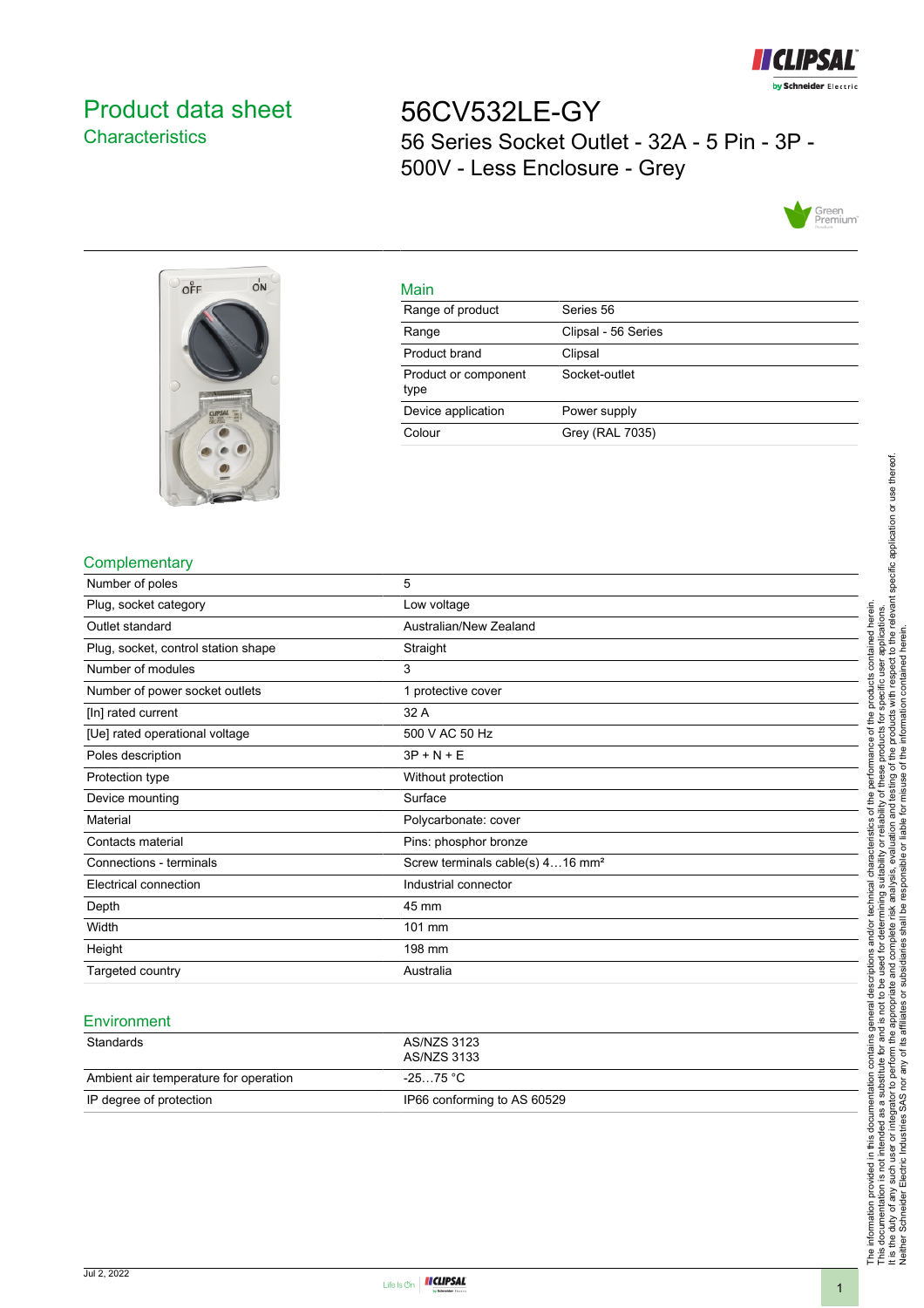# Product data sheet

## Characteristics

# 56CV532LE-GY

56 Series Socket Outlet - 32A - 5 Pin - 3P - 500V - Less Enclosure - Grey

## Main

| | |
|---|---|
| Range of product | Series 56 |
| Range | Clipsal - 56 Series |
| Product brand | Clipsal |
| Product or component type | Socket-outlet |
| Device application | Power supply |
| Colour | Grey (RAL 7035) |

## Complementary

| | |
|---|---|
| Number of poles | 5 |
| Plug, socket category | Low voltage |
| Outlet standard | Australian/New Zealand |
| Plug, socket, control station shape | Straight |
| Number of modules | 3 |
| Number of power socket outlets | 1 protective cover |
| [In] rated current | 32 A |
| [Ue] rated operational voltage | 500 V AC 50 Hz |
| Poles description | 3P + N + E |
| Protection type | Without protection |
| Device mounting | Surface |
| Material | Polycarbonate: cover |
| Contacts material | Pins: phosphor bronze |
| Connections - terminals | Screw terminals cable(s) 4…16 mm² |
| Electrical connection | Industrial connector |
| Depth | 45 mm |
| Width | 101 mm |
| Height | 198 mm |
| Targeted country | Australia |

## Environment

| | |
|---|---|
| Standards | AS/NZS 3123<br>AS/NZS 3133 |
| Ambient air temperature for operation | -25…75 °C |
| IP degree of protection | IP66 conforming to AS 60529 |

The information provided in this documentation contains general descriptions and/or technical characteristics of the performance of the products contained herein.
This documentation is not intended as a substitute for and is not to be used for determining suitability or reliability of these products for specific user applications.
It is the duty of any such user or integrator to perform the appropriate and complete risk analysis, evaluation and testing of the products with respect to the relevant specific application or use thereof.
Neither Schneider Electric Industries SAS nor any of its affiliates or subsidiaries shall be responsible or liable for misuse of the information contained herein.

Jul 2, 2022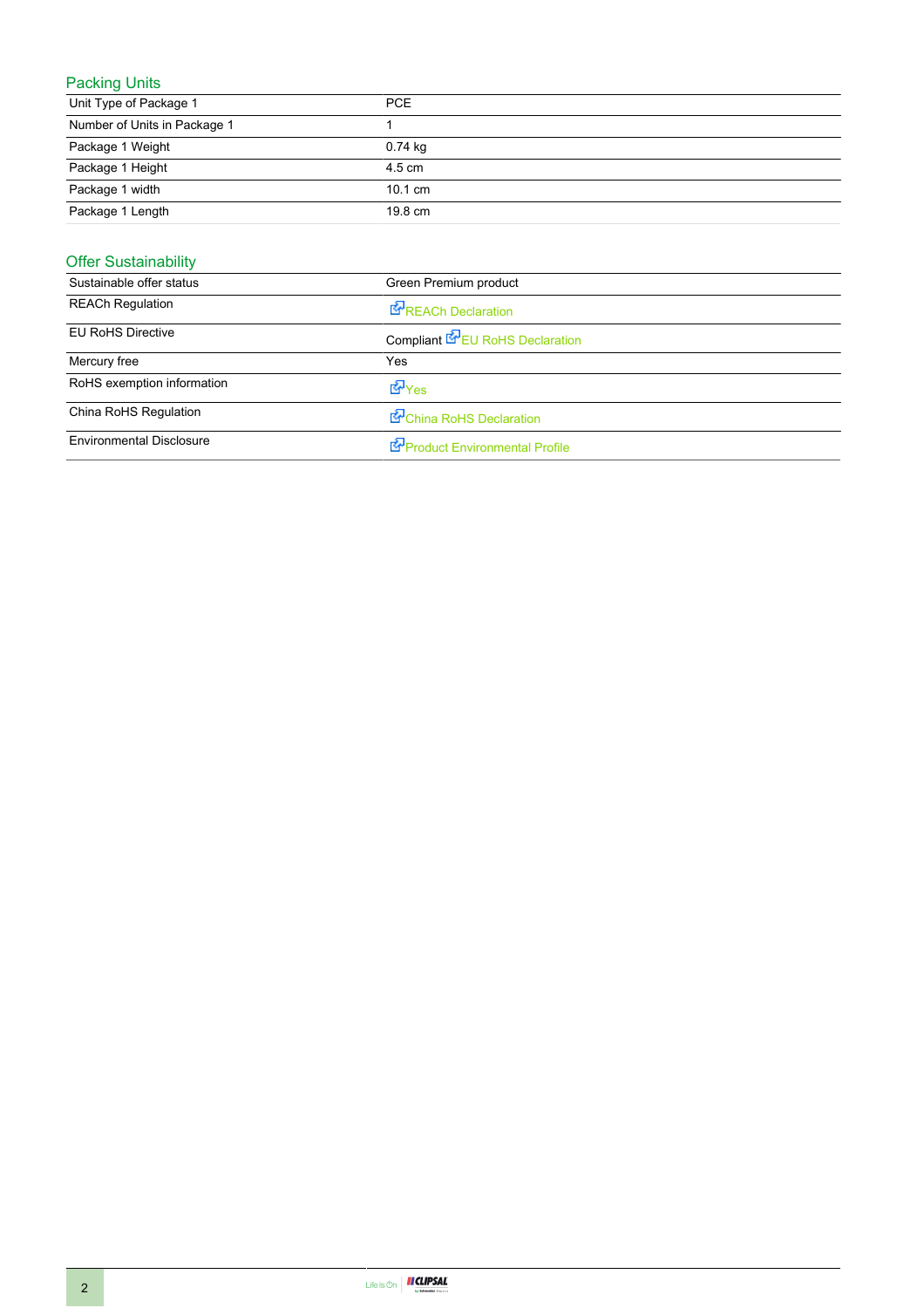## Packing Units

| | |
|---|---|
| Unit Type of Package 1 | PCE |
| Number of Units in Package 1 | 1 |
| Package 1 Weight | 0.74 kg |
| Package 1 Height | 4.5 cm |
| Package 1 width | 10.1 cm |
| Package 1 Length | 19.8 cm |

## Offer Sustainability

| | |
|---|---|
| Sustainable offer status | Green Premium product |
| REACh Regulation | REACh Declaration |
| EU RoHS Directive | Compliant EU RoHS Declaration |
| Mercury free | Yes |
| RoHS exemption information | Yes |
| China RoHS Regulation | China RoHS Declaration |
| Environmental Disclosure | Product Environmental Profile |